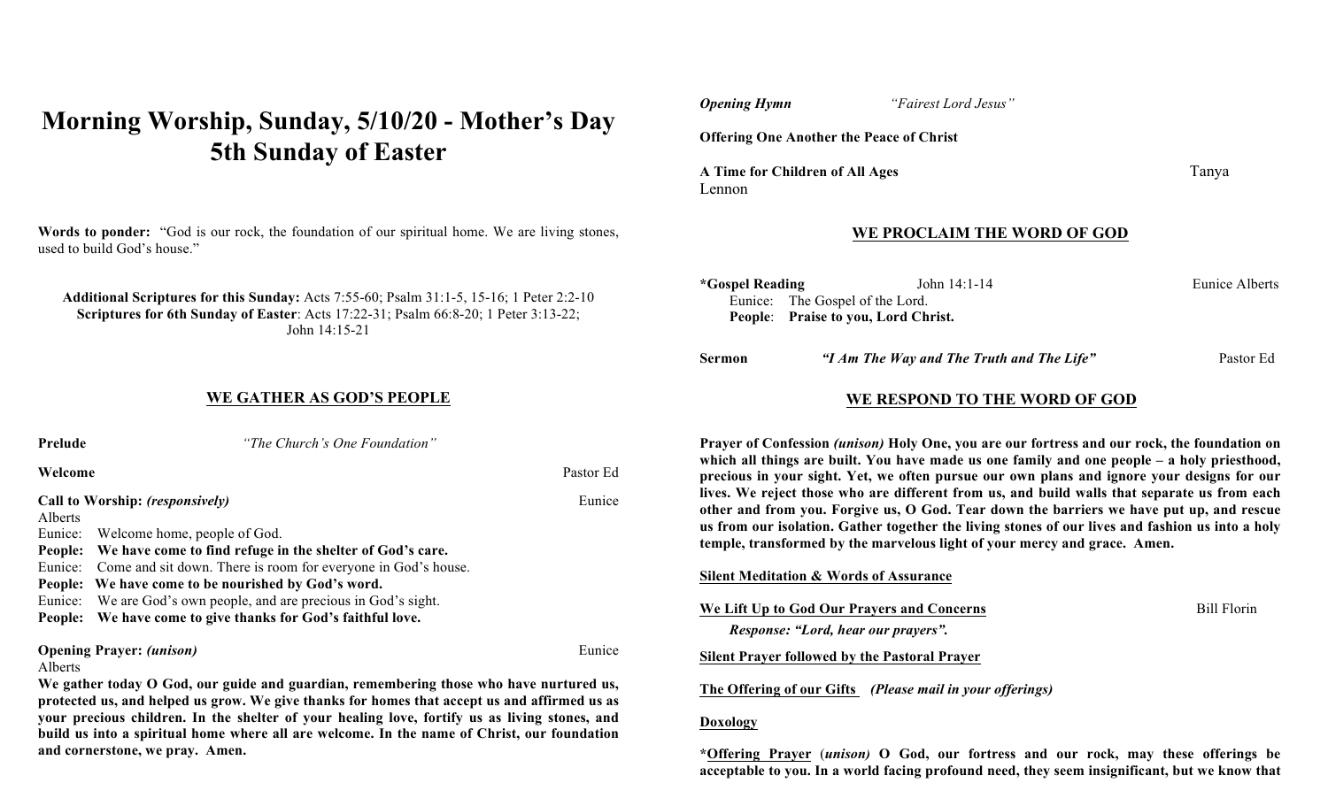# Morning Worship, Sunday, 5/10/20 - Mother's Day 5th Sunday of Easter

**Words to ponder:** "God is our rock, the foundation of our spiritual home. We are living stones, used to build God's house."

**Additional Scriptures for this Sunday:** Acts 7:55-60; Psalm 31:1-5, 15-16; 1 Peter 2:2-10
**Scriptures for 6th Sunday of Easter**: Acts 17:22-31; Psalm 66:8-20; 1 Peter 3:13-22; John 14:15-21

## WE GATHER AS GOD'S PEOPLE

**Prelude** *"The Church's One Foundation"*

**Welcome** Pastor Ed

**Call to Worship:** ***(responsively)*** Eunice Alberts

Eunice: Welcome home, people of God.
**People: We have come to find refuge in the shelter of God's care.**
Eunice: Come and sit down. There is room for everyone in God's house.
**People: We have come to be nourished by God's word.**
Eunice: We are God's own people, and are precious in God's sight.
**People: We have come to give thanks for God's faithful love.**

**Opening Prayer:** ***(unison)*** Eunice Alberts

**We gather today O God, our guide and guardian, remembering those who have nurtured us, protected us, and helped us grow. We give thanks for homes that accept us and affirmed us as your precious children. In the shelter of your healing love, fortify us as living stones, and build us into a spiritual home where all are welcome. In the name of Christ, our foundation and cornerstone, we pray. Amen.**

***Opening Hymn*** *"Fairest Lord Jesus"*

**Offering One Another the Peace of Christ**

**A Time for Children of All Ages** Tanya Lennon

## WE PROCLAIM THE WORD OF GOD

**\*Gospel Reading** John 14:1-14 Eunice Alberts

Eunice: The Gospel of the Lord.
**People**: **Praise to you, Lord Christ.**

**Sermon** ***"I Am The Way and The Truth and The Life"*** Pastor Ed

## WE RESPOND TO THE WORD OF GOD

**Prayer of Confession** ***(unison)*** **Holy One, you are our fortress and our rock, the foundation on which all things are built. You have made us one family and one people – a holy priesthood, precious in your sight. Yet, we often pursue our own plans and ignore your designs for our lives. We reject those who are different from us, and build walls that separate us from each other and from you. Forgive us, O God. Tear down the barriers we have put up, and rescue us from our isolation. Gather together the living stones of our lives and fashion us into a holy temple, transformed by the marvelous light of your mercy and grace. Amen.**

**Silent Meditation & Words of Assurance**

**We Lift Up to God Our Prayers and Concerns** Bill Florin

*Response: "Lord, hear our prayers".*

**Silent Prayer followed by the Pastoral Prayer**

**The Offering of our Gifts** ***(Please mail in your offerings)***

**Doxology**

**\*Offering Prayer** (***unison)*** **O God, our fortress and our rock, may these offerings be acceptable to you. In a world facing profound need, they seem insignificant, but we know that**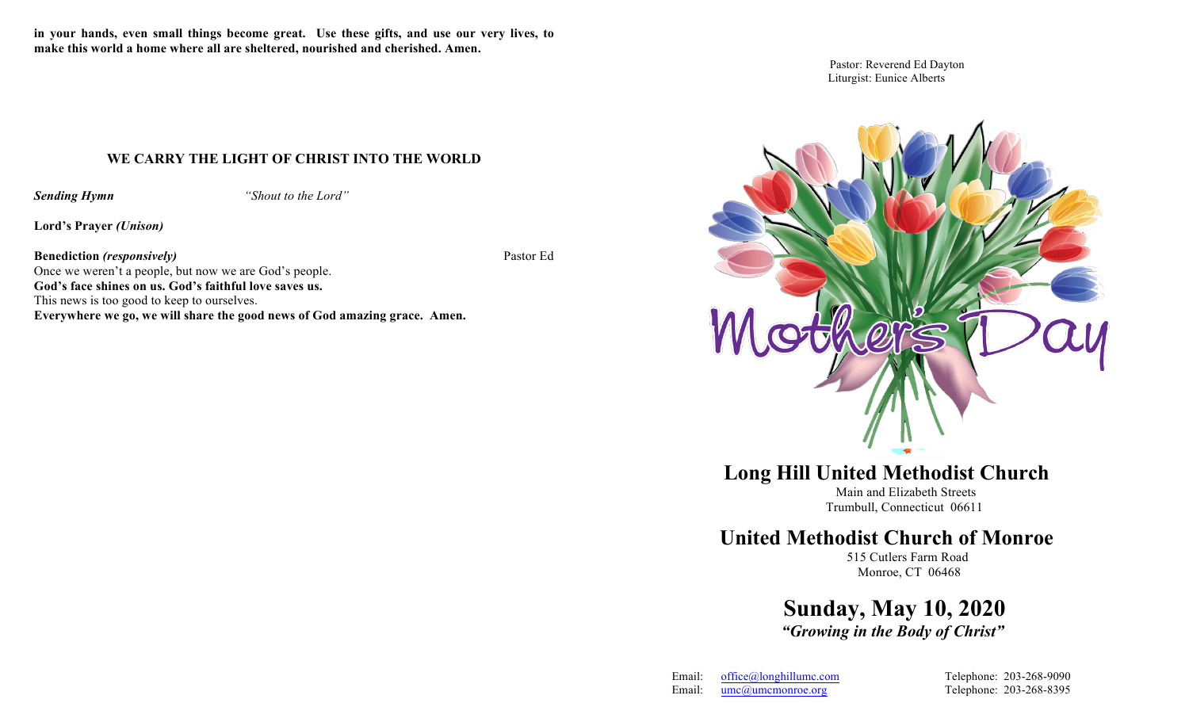**in your hands, even small things become great. Use these gifts, and use our very lives, to make this world a home where all are sheltered, nourished and cherished. Amen.**

## WE CARRY THE LIGHT OF CHRIST INTO THE WORLD

***Sending Hymn*** *"Shout to the Lord"*

**Lord's Prayer *(Unison)***

**Benediction *(responsively)*** Pastor Ed

Once we weren't a people, but now we are God's people.

**God's face shines on us. God's faithful love saves us.**

This news is too good to keep to ourselves.

**Everywhere we go, we will share the good news of God amazing grace. Amen.**

Pastor: Reverend Ed Dayton

Liturgist: Eunice Alberts

Mother's Day

# Long Hill United Methodist Church

Main and Elizabeth Streets

Trumbull, Connecticut 06611

# United Methodist Church of Monroe

515 Cutlers Farm Road

Monroe, CT 06468

# Sunday, May 10, 2020

***"Growing in the Body of Christ"***

Email: office@longhillumc.com Telephone: 203-268-9090

Email: umc@umcmonroe.org Telephone: 203-268-8395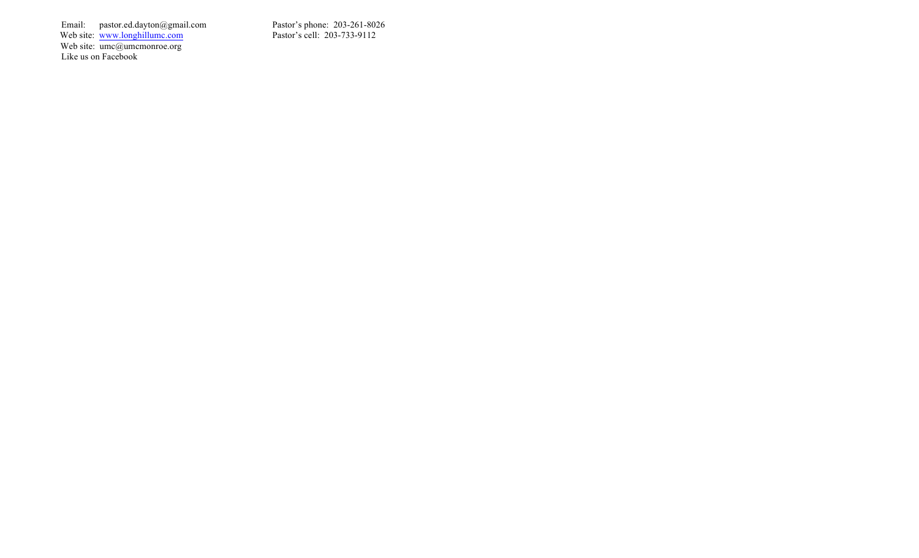Email: pastor.ed.dayton@gmail.com

Web site: www.longhillumc.com

Web site: umc@umcmonroe.org

Like us on Facebook

Pastor's phone: 203-261-8026

Pastor's cell: 203-733-9112